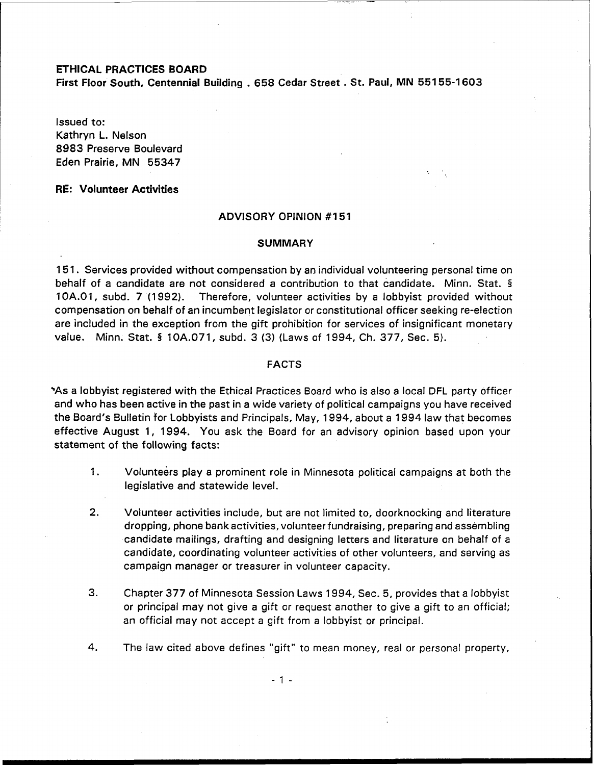**ETHICAL PRACTICES BOARD**
**First Floor South, Centennial Building . 658 Cedar Street . St. Paul, MN 55155-1603**

Issued to:
Kathryn L. Nelson
8983 Preserve Boulevard
Eden Prairie, MN 55347

**RE: Volunteer Activities**

## ADVISORY OPINION #151

### SUMMARY

151. Services provided without compensation by an individual volunteering personal time on behalf of a candidate are not considered a contribution to that candidate. Minn. Stat. § 10A.01, subd. 7 (1992). Therefore, volunteer activities by a lobbyist provided without compensation on behalf of an incumbent legislator or constitutional officer seeking re-election are included in the exception from the gift prohibition for services of insignificant monetary value. Minn. Stat. § 10A.071, subd. 3 (3) (Laws of 1994, Ch. 377, Sec. 5).

### FACTS

As a lobbyist registered with the Ethical Practices Board who is also a local DFL party officer and who has been active in the past in a wide variety of political campaigns you have received the Board's Bulletin for Lobbyists and Principals, May, 1994, about a 1994 law that becomes effective August 1, 1994. You ask the Board for an advisory opinion based upon your statement of the following facts:

1. Volunteers play a prominent role in Minnesota political campaigns at both the legislative and statewide level.

2. Volunteer activities include, but are not limited to, doorknocking and literature dropping, phone bank activities, volunteer fundraising, preparing and assembling candidate mailings, drafting and designing letters and literature on behalf of a candidate, coordinating volunteer activities of other volunteers, and serving as campaign manager or treasurer in volunteer capacity.

3. Chapter 377 of Minnesota Session Laws 1994, Sec. 5, provides that a lobbyist or principal may not give a gift or request another to give a gift to an official; an official may not accept a gift from a lobbyist or principal.

4. The law cited above defines "gift" to mean money, real or personal property,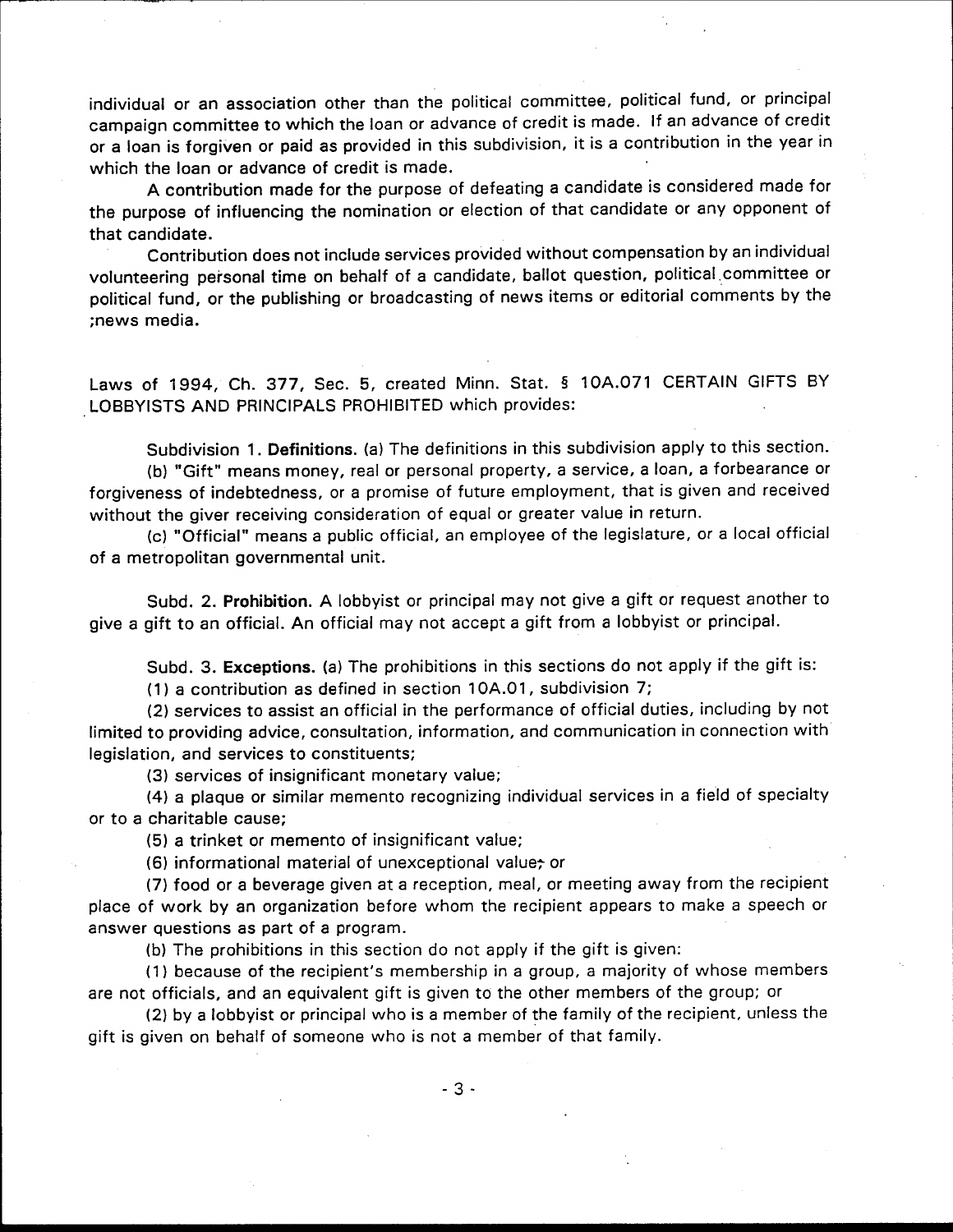individual or an association other than the political committee, political fund, or principal campaign committee to which the loan or advance of credit is made. If an advance of credit or a loan is forgiven or paid as provided in this subdivision, it is a contribution in the year in which the loan or advance of credit is made.

A contribution made for the purpose of defeating a candidate is considered made for the purpose of influencing the nomination or election of that candidate or any opponent of that candidate.

Contribution does not include services provided without compensation by an individual volunteering personal time on behalf of a candidate, ballot question, political committee or political fund, or the publishing or broadcasting of news items or editorial comments by the ;news media.

Laws of 1994, Ch. 377, Sec. 5, created Minn. Stat. § 10A.071 CERTAIN GIFTS BY LOBBYISTS AND PRINCIPALS PROHIBITED which provides:

Subdivision 1. **Definitions.** (a) The definitions in this subdivision apply to this section.

(b) "Gift" means money, real or personal property, a service, a loan, a forbearance or forgiveness of indebtedness, or a promise of future employment, that is given and received without the giver receiving consideration of equal or greater value in return.

(c) "Official" means a public official, an employee of the legislature, or a local official of a metropolitan governmental unit.

Subd. 2. **Prohibition.** A lobbyist or principal may not give a gift or request another to give a gift to an official. An official may not accept a gift from a lobbyist or principal.

Subd. 3. **Exceptions.** (a) The prohibitions in this sections do not apply if the gift is:

(1) a contribution as defined in section 10A.01, subdivision 7;

(2) services to assist an official in the performance of official duties, including by not limited to providing advice, consultation, information, and communication in connection with legislation, and services to constituents;

(3) services of insignificant monetary value;

(4) a plaque or similar memento recognizing individual services in a field of specialty or to a charitable cause;

(5) a trinket or memento of insignificant value;

(6) informational material of unexceptional value; or

(7) food or a beverage given at a reception, meal, or meeting away from the recipient place of work by an organization before whom the recipient appears to make a speech or answer questions as part of a program.

(b) The prohibitions in this section do not apply if the gift is given:

(1) because of the recipient's membership in a group, a majority of whose members are not officials, and an equivalent gift is given to the other members of the group; or

(2) by a lobbyist or principal who is a member of the family of the recipient, unless the gift is given on behalf of someone who is not a member of that family.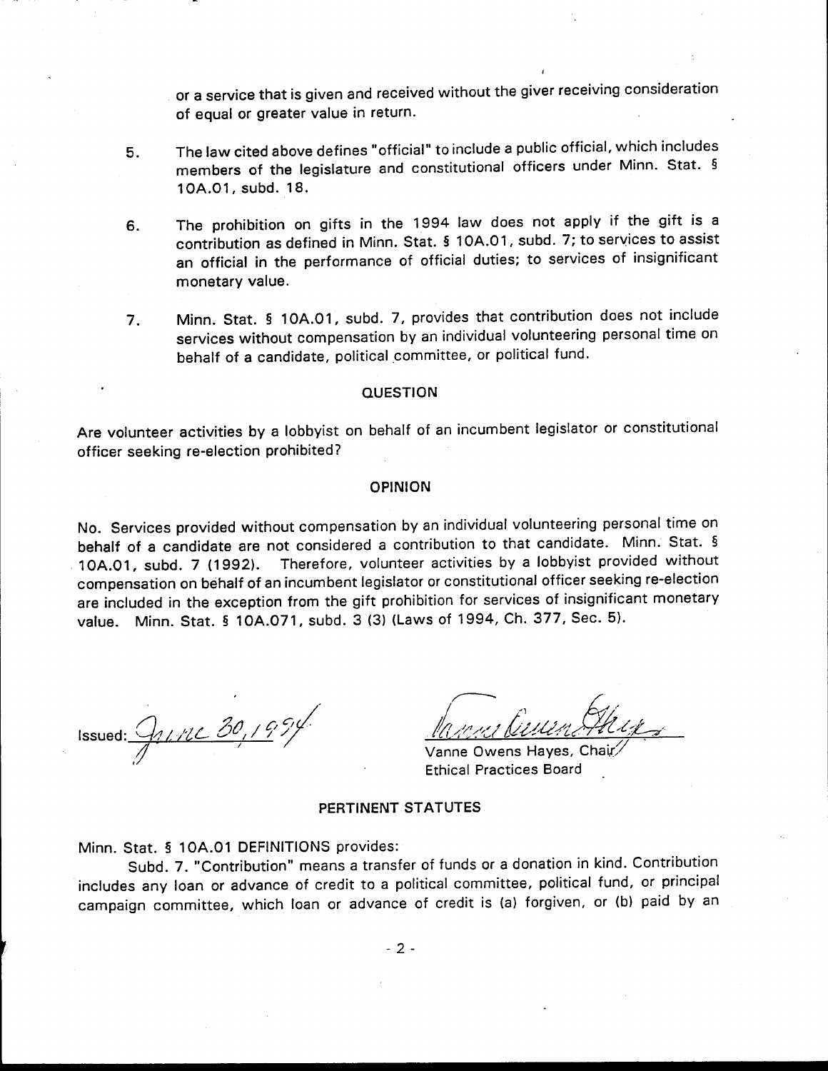or a service that is given and received without the giver receiving consideration of equal or greater value in return.

5. The law cited above defines "official" to include a public official, which includes members of the legislature and constitutional officers under Minn. Stat. § 10A.01, subd. 18.

6. The prohibition on gifts in the 1994 law does not apply if the gift is a contribution as defined in Minn. Stat. § 10A.01, subd. 7; to services to assist an official in the performance of official duties; to services of insignificant monetary value.

7. Minn. Stat. § 10A.01, subd. 7, provides that contribution does not include services without compensation by an individual volunteering personal time on behalf of a candidate, political committee, or political fund.

## QUESTION

Are volunteer activities by a lobbyist on behalf of an incumbent legislator or constitutional officer seeking re-election prohibited?

## OPINION

No. Services provided without compensation by an individual volunteering personal time on behalf of a candidate are not considered a contribution to that candidate. Minn. Stat. § 10A.01, subd. 7 (1992). Therefore, volunteer activities by a lobbyist provided without compensation on behalf of an incumbent legislator or constitutional officer seeking re-election are included in the exception from the gift prohibition for services of insignificant monetary value. Minn. Stat. § 10A.071, subd. 3 (3) (Laws of 1994, Ch. 377, Sec. 5).

Issued: June 30, 1994

Vanne Owens Hayes, Chair
Ethical Practices Board

## PERTINENT STATUTES

Minn. Stat. § 10A.01 DEFINITIONS provides:

Subd. 7. "Contribution" means a transfer of funds or a donation in kind. Contribution includes any loan or advance of credit to a political committee, political fund, or principal campaign committee, which loan or advance of credit is (a) forgiven, or (b) paid by an